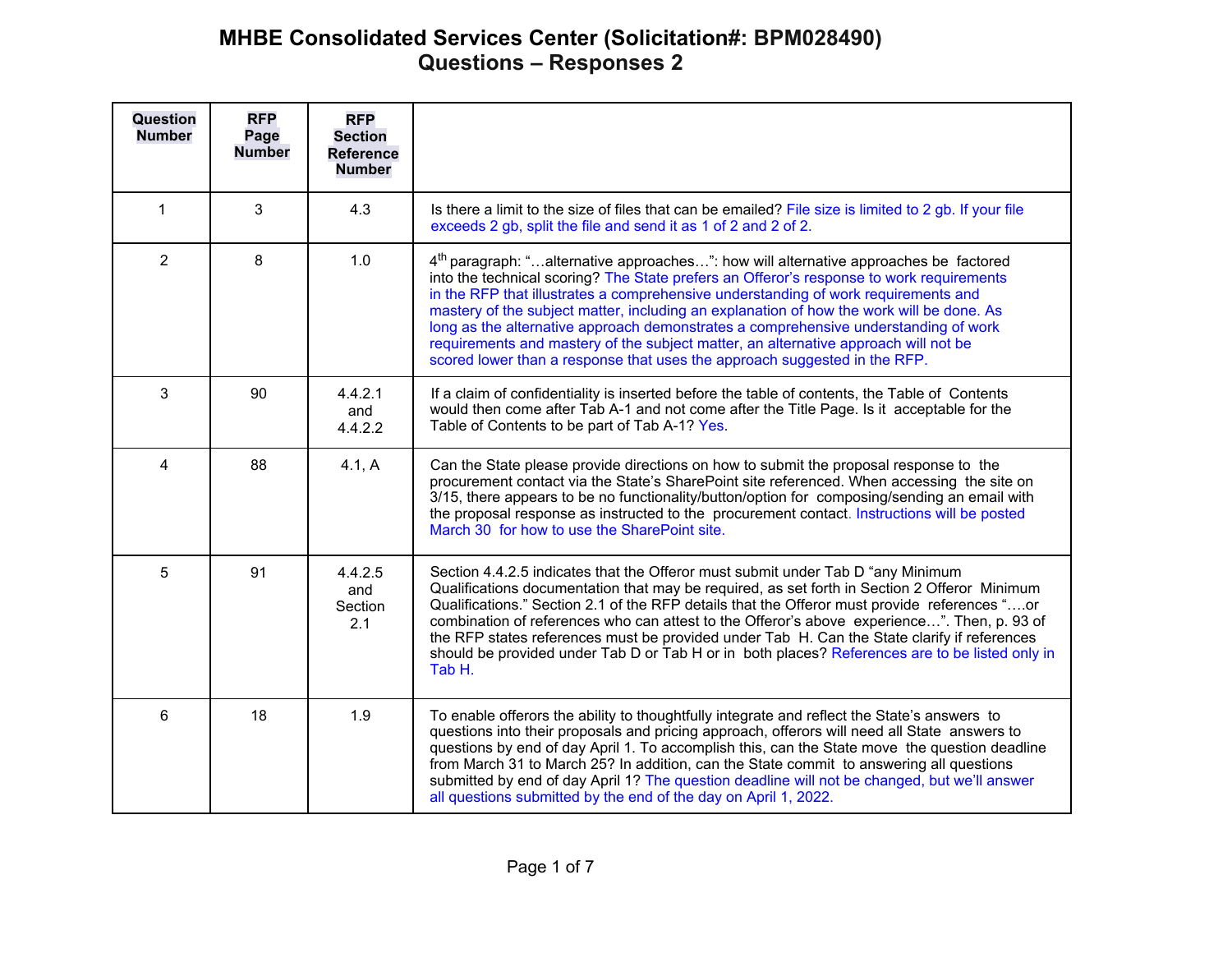# MHBE Consolidated Services Center (Solicitation#: BPM028490)
## Questions – Responses 2

| Question Number | RFP Page Number | RFP Section Reference Number | |
|---|---|---|---|
| 1 | 3 | 4.3 | Is there a limit to the size of files that can be emailed? File size is limited to 2 gb. If your file exceeds 2 gb, split the file and send it as 1 of 2 and 2 of 2. |
| 2 | 8 | 1.0 | 4th paragraph: "…alternative approaches…": how will alternative approaches be factored into the technical scoring? The State prefers an Offeror's response to work requirements in the RFP that illustrates a comprehensive understanding of work requirements and mastery of the subject matter, including an explanation of how the work will be done. As long as the alternative approach demonstrates a comprehensive understanding of work requirements and mastery of the subject matter, an alternative approach will not be scored lower than a response that uses the approach suggested in the RFP. |
| 3 | 90 | 4.4.2.1 and 4.4.2.2 | If a claim of confidentiality is inserted before the table of contents, the Table of Contents would then come after Tab A-1 and not come after the Title Page. Is it acceptable for the Table of Contents to be part of Tab A-1? Yes. |
| 4 | 88 | 4.1, A | Can the State please provide directions on how to submit the proposal response to the procurement contact via the State's SharePoint site referenced. When accessing the site on 3/15, there appears to be no functionality/button/option for composing/sending an email with the proposal response as instructed to the procurement contact. Instructions will be posted March 30 for how to use the SharePoint site. |
| 5 | 91 | 4.4.2.5 and Section 2.1 | Section 4.4.2.5 indicates that the Offeror must submit under Tab D "any Minimum Qualifications documentation that may be required, as set forth in Section 2 Offeror Minimum Qualifications." Section 2.1 of the RFP details that the Offeror must provide references "….or combination of references who can attest to the Offeror's above experience…". Then, p. 93 of the RFP states references must be provided under Tab H. Can the State clarify if references should be provided under Tab D or Tab H or in both places? References are to be listed only in Tab H. |
| 6 | 18 | 1.9 | To enable offerors the ability to thoughtfully integrate and reflect the State's answers to questions into their proposals and pricing approach, offerors will need all State answers to questions by end of day April 1. To accomplish this, can the State move the question deadline from March 31 to March 25? In addition, can the State commit to answering all questions submitted by end of day April 1? The question deadline will not be changed, but we'll answer all questions submitted by the end of the day on April 1, 2022. |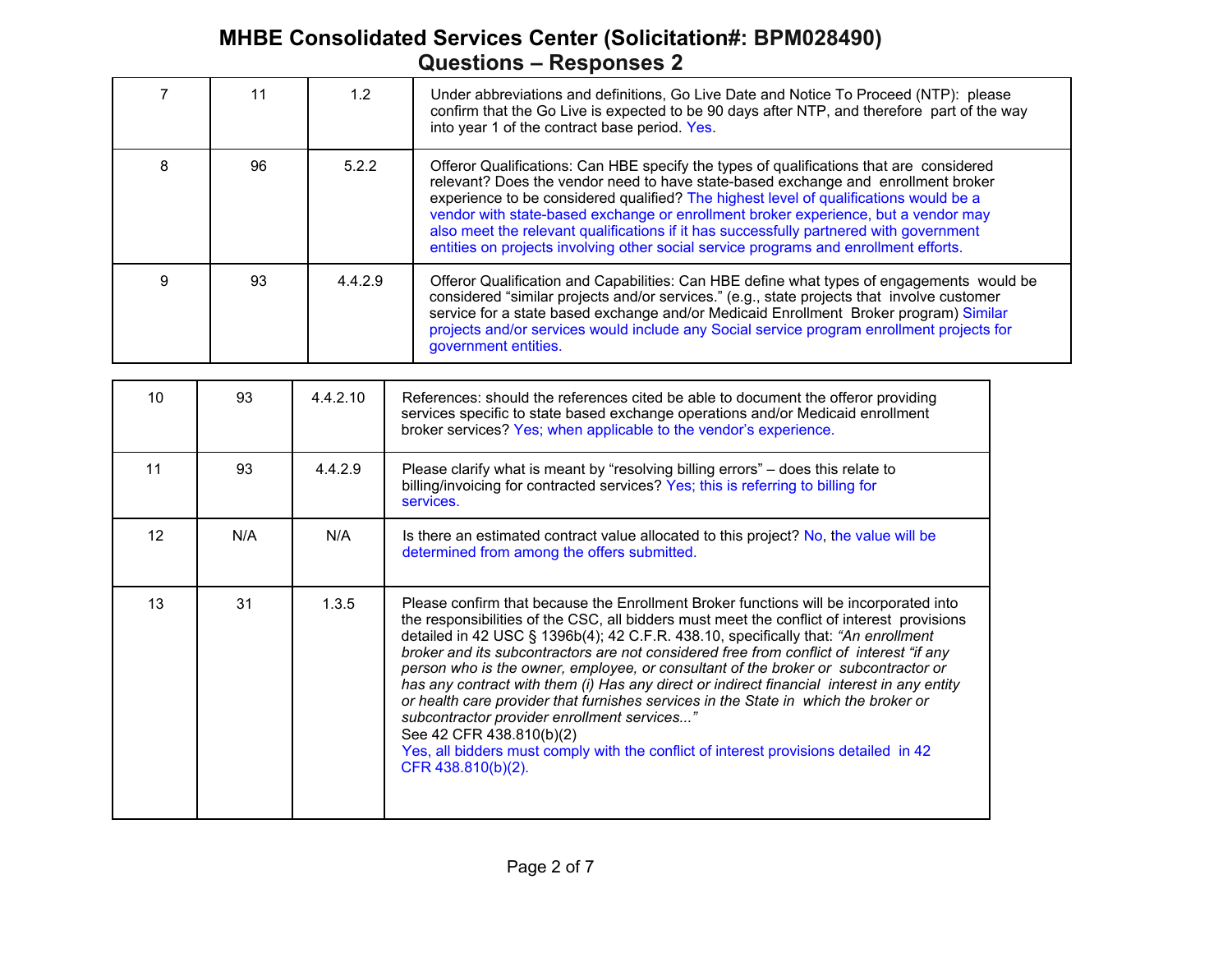# MHBE Consolidated Services Center (Solicitation#: BPM028490)
## Questions – Responses 2

| | | | |
|---|---|---|---|
| 7 | 11 | 1.2 | Under abbreviations and definitions, Go Live Date and Notice To Proceed (NTP): please confirm that the Go Live is expected to be 90 days after NTP, and therefore part of the way into year 1 of the contract base period. Yes. |
| 8 | 96 | 5.2.2 | Offeror Qualifications: Can HBE specify the types of qualifications that are considered relevant? Does the vendor need to have state-based exchange and enrollment broker experience to be considered qualified? The highest level of qualifications would be a vendor with state-based exchange or enrollment broker experience, but a vendor may also meet the relevant qualifications if it has successfully partnered with government entities on projects involving other social service programs and enrollment efforts. |
| 9 | 93 | 4.4.2.9 | Offeror Qualification and Capabilities: Can HBE define what types of engagements would be considered "similar projects and/or services." (e.g., state projects that involve customer service for a state based exchange and/or Medicaid Enrollment Broker program) Similar projects and/or services would include any Social service program enrollment projects for government entities. |
| 10 | 93 | 4.4.2.10 | References: should the references cited be able to document the offeror providing services specific to state based exchange operations and/or Medicaid enrollment broker services? Yes; when applicable to the vendor's experience. |
| 11 | 93 | 4.4.2.9 | Please clarify what is meant by "resolving billing errors" – does this relate to billing/invoicing for contracted services? Yes; this is referring to billing for services. |
| 12 | N/A | N/A | Is there an estimated contract value allocated to this project? No, the value will be determined from among the offers submitted. |
| 13 | 31 | 1.3.5 | Please confirm that because the Enrollment Broker functions will be incorporated into the responsibilities of the CSC, all bidders must meet the conflict of interest provisions detailed in 42 USC § 1396b(4); 42 C.F.R. 438.10, specifically that: *"An enrollment broker and its subcontractors are not considered free from conflict of interest "if any person who is the owner, employee, or consultant of the broker or subcontractor or has any contract with them (i) Has any direct or indirect financial interest in any entity or health care provider that furnishes services in the State in which the broker or subcontractor provider enrollment services..."* See 42 CFR 438.810(b)(2) Yes, all bidders must comply with the conflict of interest provisions detailed in 42 CFR 438.810(b)(2). |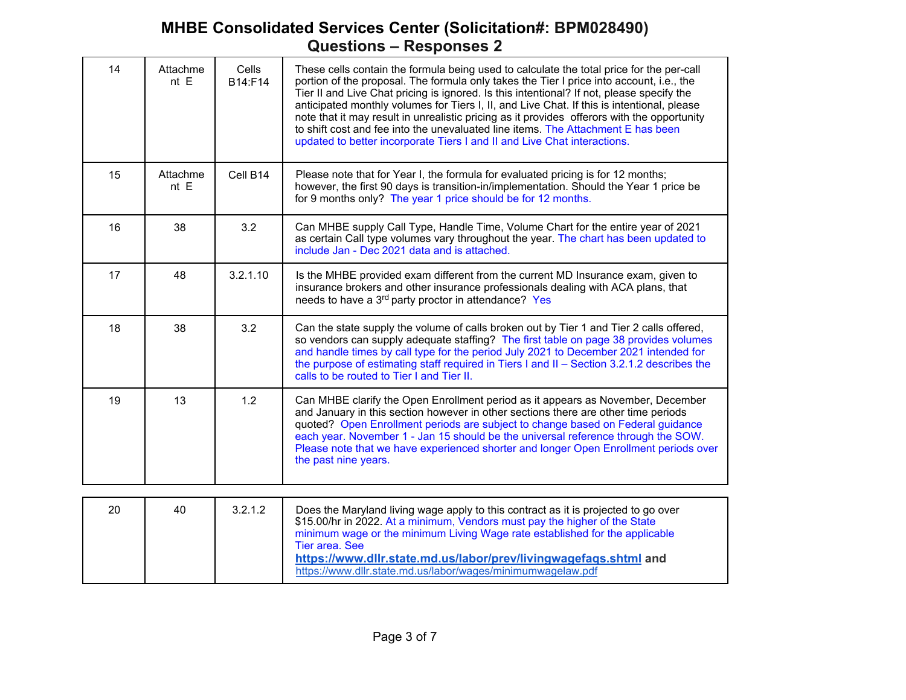# MHBE Consolidated Services Center (Solicitation#: BPM028490)
# Questions – Responses 2

| | | | |
|---|---|---|---|
| 14 | Attachment E | Cells B14:F14 | These cells contain the formula being used to calculate the total price for the per-call portion of the proposal. The formula only takes the Tier I price into account, i.e., the Tier II and Live Chat pricing is ignored. Is this intentional? If not, please specify the anticipated monthly volumes for Tiers I, II, and Live Chat. If this is intentional, please note that it may result in unrealistic pricing as it provides offerors with the opportunity to shift cost and fee into the unevaluated line items. The Attachment E has been updated to better incorporate Tiers I and II and Live Chat interactions. |
| 15 | Attachment E | Cell B14 | Please note that for Year I, the formula for evaluated pricing is for 12 months; however, the first 90 days is transition-in/implementation. Should the Year 1 price be for 9 months only? The year 1 price should be for 12 months. |
| 16 | 38 | 3.2 | Can MHBE supply Call Type, Handle Time, Volume Chart for the entire year of 2021 as certain Call type volumes vary throughout the year. The chart has been updated to include Jan - Dec 2021 data and is attached. |
| 17 | 48 | 3.2.1.10 | Is the MHBE provided exam different from the current MD Insurance exam, given to insurance brokers and other insurance professionals dealing with ACA plans, that needs to have a 3rd party proctor in attendance? Yes |
| 18 | 38 | 3.2 | Can the state supply the volume of calls broken out by Tier 1 and Tier 2 calls offered, so vendors can supply adequate staffing? The first table on page 38 provides volumes and handle times by call type for the period July 2021 to December 2021 intended for the purpose of estimating staff required in Tiers I and II – Section 3.2.1.2 describes the calls to be routed to Tier I and Tier II. |
| 19 | 13 | 1.2 | Can MHBE clarify the Open Enrollment period as it appears as November, December and January in this section however in other sections there are other time periods quoted? Open Enrollment periods are subject to change based on Federal guidance each year. November 1 - Jan 15 should be the universal reference through the SOW. Please note that we have experienced shorter and longer Open Enrollment periods over the past nine years. |
| 20 | 40 | 3.2.1.2 | Does the Maryland living wage apply to this contract as it is projected to go over $15.00/hr in 2022. At a minimum, Vendors must pay the higher of the State minimum wage or the minimum Living Wage rate established for the applicable Tier area. See **https://www.dllr.state.md.us/labor/prev/livingwagefaqs.shtml** **and** https://www.dllr.state.md.us/labor/wages/minimumwagelaw.pdf |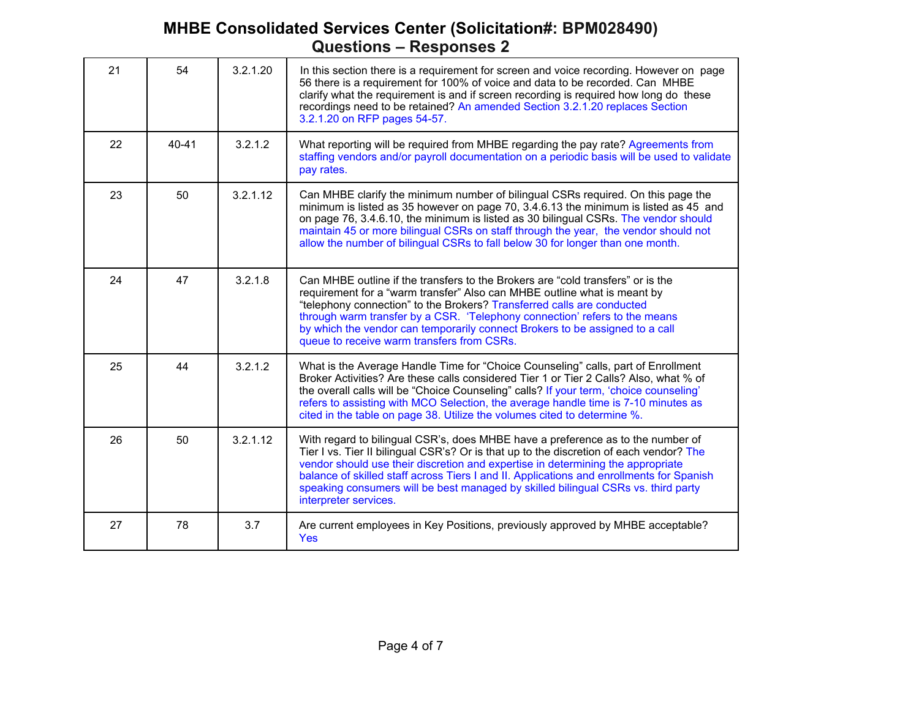# MHBE Consolidated Services Center (Solicitation#: BPM028490)
## Questions – Responses 2

| | | | |
|---|---|---|---|
| 21 | 54 | 3.2.1.20 | In this section there is a requirement for screen and voice recording. However on page 56 there is a requirement for 100% of voice and data to be recorded. Can MHBE clarify what the requirement is and if screen recording is required how long do these recordings need to be retained? An amended Section 3.2.1.20 replaces Section 3.2.1.20 on RFP pages 54-57. |
| 22 | 40-41 | 3.2.1.2 | What reporting will be required from MHBE regarding the pay rate? Agreements from staffing vendors and/or payroll documentation on a periodic basis will be used to validate pay rates. |
| 23 | 50 | 3.2.1.12 | Can MHBE clarify the minimum number of bilingual CSRs required. On this page the minimum is listed as 35 however on page 70, 3.4.6.13 the minimum is listed as 45 and on page 76, 3.4.6.10, the minimum is listed as 30 bilingual CSRs. The vendor should maintain 45 or more bilingual CSRs on staff through the year, the vendor should not allow the number of bilingual CSRs to fall below 30 for longer than one month. |
| 24 | 47 | 3.2.1.8 | Can MHBE outline if the transfers to the Brokers are "cold transfers" or is the requirement for a "warm transfer" Also can MHBE outline what is meant by "telephony connection" to the Brokers? Transferred calls are conducted through warm transfer by a CSR. 'Telephony connection' refers to the means by which the vendor can temporarily connect Brokers to be assigned to a call queue to receive warm transfers from CSRs. |
| 25 | 44 | 3.2.1.2 | What is the Average Handle Time for "Choice Counseling" calls, part of Enrollment Broker Activities? Are these calls considered Tier 1 or Tier 2 Calls? Also, what % of the overall calls will be "Choice Counseling" calls? If your term, 'choice counseling' refers to assisting with MCO Selection, the average handle time is 7-10 minutes as cited in the table on page 38. Utilize the volumes cited to determine %. |
| 26 | 50 | 3.2.1.12 | With regard to bilingual CSR's, does MHBE have a preference as to the number of Tier I vs. Tier II bilingual CSR's? Or is that up to the discretion of each vendor? The vendor should use their discretion and expertise in determining the appropriate balance of skilled staff across Tiers I and II. Applications and enrollments for Spanish speaking consumers will be best managed by skilled bilingual CSRs vs. third party interpreter services. |
| 27 | 78 | 3.7 | Are current employees in Key Positions, previously approved by MHBE acceptable? Yes |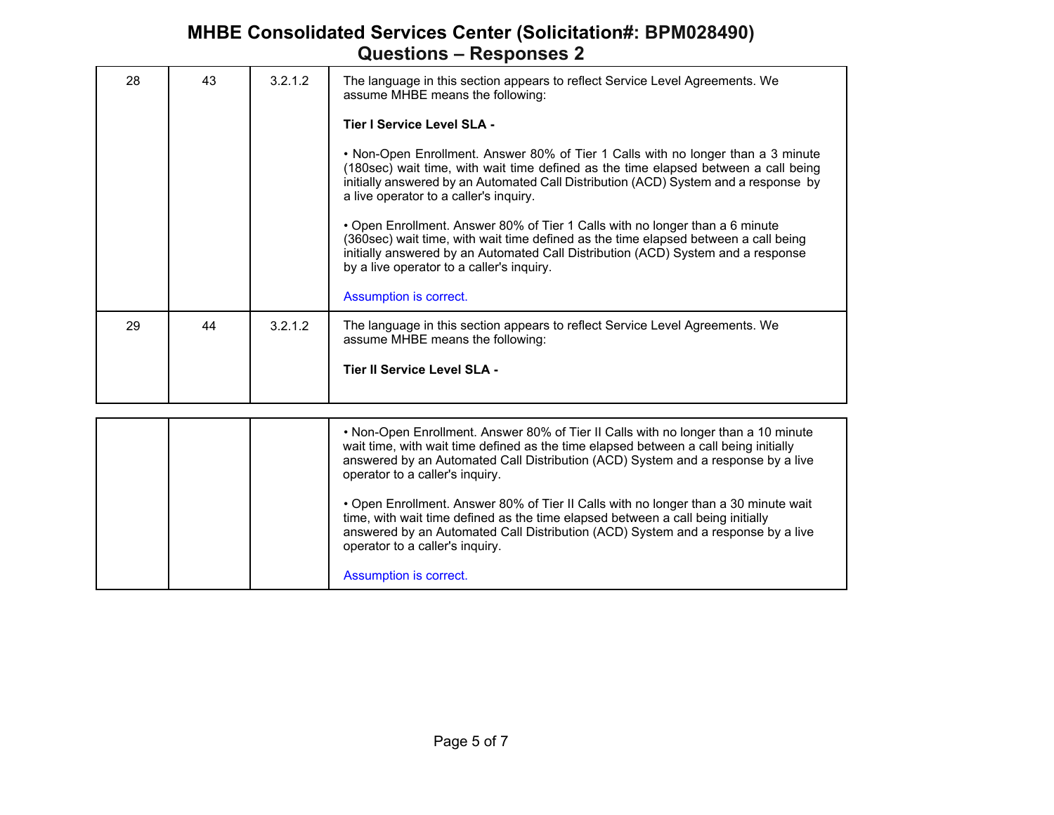# MHBE Consolidated Services Center (Solicitation#: BPM028490)
## Questions – Responses 2

| | | | |
|---|---|---|---|
| 28 | 43 | 3.2.1.2 | The language in this section appears to reflect Service Level Agreements. We assume MHBE means the following:<br><br>**Tier I Service Level SLA -**<br><br>• Non-Open Enrollment. Answer 80% of Tier 1 Calls with no longer than a 3 minute (180sec) wait time, with wait time defined as the time elapsed between a call being initially answered by an Automated Call Distribution (ACD) System and a response by a live operator to a caller's inquiry.<br><br>• Open Enrollment. Answer 80% of Tier 1 Calls with no longer than a 6 minute (360sec) wait time, with wait time defined as the time elapsed between a call being initially answered by an Automated Call Distribution (ACD) System and a response by a live operator to a caller's inquiry.<br><br>Assumption is correct. |
| 29 | 44 | 3.2.1.2 | The language in this section appears to reflect Service Level Agreements. We assume MHBE means the following:<br><br>**Tier II Service Level SLA -**<br><br>• Non-Open Enrollment. Answer 80% of Tier II Calls with no longer than a 10 minute wait time, with wait time defined as the time elapsed between a call being initially answered by an Automated Call Distribution (ACD) System and a response by a live operator to a caller's inquiry.<br><br>• Open Enrollment. Answer 80% of Tier II Calls with no longer than a 30 minute wait time, with wait time defined as the time elapsed between a call being initially answered by an Automated Call Distribution (ACD) System and a response by a live operator to a caller's inquiry.<br><br>Assumption is correct. |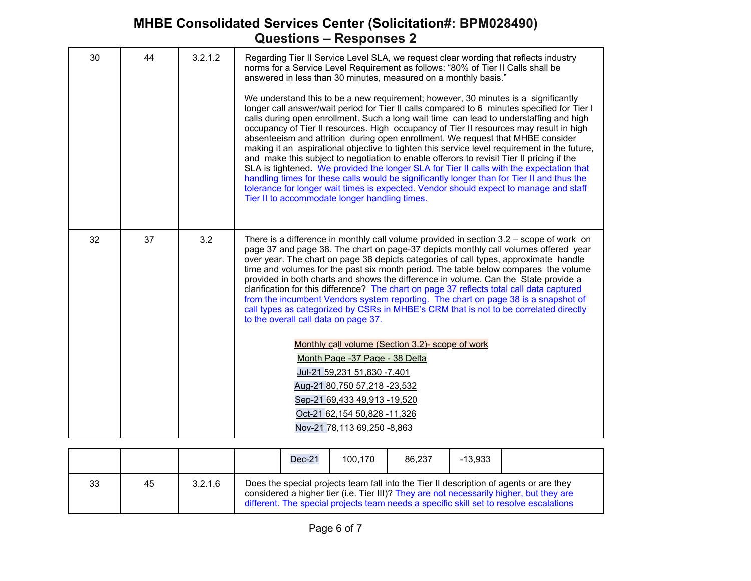# MHBE Consolidated Services Center (Solicitation#: BPM028490)
## Questions – Responses 2

| | | | |
|---|---|---|---|
| 30 | 44 | 3.2.1.2 | Regarding Tier II Service Level SLA, we request clear wording that reflects industry norms for a Service Level Requirement as follows: "80% of Tier II Calls shall be answered in less than 30 minutes, measured on a monthly basis."<br><br>We understand this to be a new requirement; however, 30 minutes is a significantly longer call answer/wait period for Tier II calls compared to 6 minutes specified for Tier I calls during open enrollment. Such a long wait time can lead to understaffing and high occupancy of Tier II resources. High occupancy of Tier II resources may result in high absenteeism and attrition during open enrollment. We request that MHBE consider making it an aspirational objective to tighten this service level requirement in the future, and make this subject to negotiation to enable offerors to revisit Tier II pricing if the SLA is tightened. We provided the longer SLA for Tier II calls with the expectation that handling times for these calls would be significantly longer than for Tier II and thus the tolerance for longer wait times is expected. Vendor should expect to manage and staff Tier II to accommodate longer handling times. |
| 32 | 37 | 3.2 | There is a difference in monthly call volume provided in section 3.2 – scope of work on page 37 and page 38. The chart on page-37 depicts monthly call volumes offered year over year. The chart on page 38 depicts categories of call types, approximate handle time and volumes for the past six month period. The table below compares the volume provided in both charts and shows the difference in volume. Can the State provide a clarification for this difference? The chart on page 37 reflects total call data captured from the incumbent Vendors system reporting. The chart on page 38 is a snapshot of call types as categorized by CSRs in MHBE's CRM that is not to be correlated directly to the overall call data on page 37.<br><br>Monthly call volume (Section 3.2)- scope of work<br><br>Month Page -37 Page - 38 Delta<br>Jul-21 59,231 51,830 -7,401<br>Aug-21 80,750 57,218 -23,532<br>Sep-21 69,433 49,913 -19,520<br>Oct-21 62,154 50,828 -11,326<br>Nov-21 78,113 69,250 -8,863<br>Dec-21 100,170 86,237 -13,933 |
| 33 | 45 | 3.2.1.6 | Does the special projects team fall into the Tier II description of agents or are they considered a higher tier (i.e. Tier III)? They are not necessarily higher, but they are different. The special projects team needs a specific skill set to resolve escalations |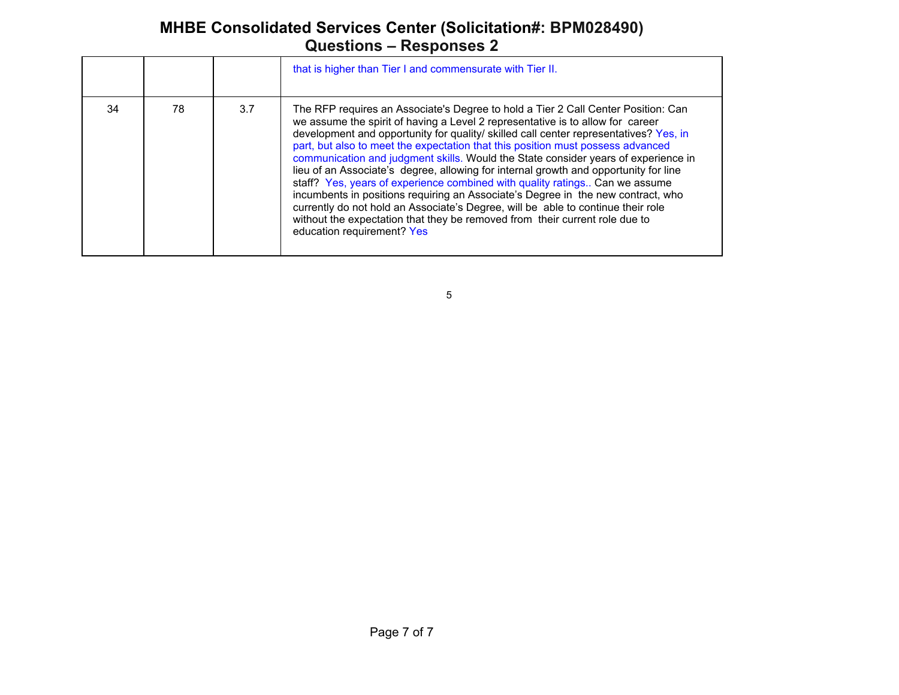| | | | |
|---|---|---|---|
| | | | that is higher than Tier I and commensurate with Tier II. |
| 34 | 78 | 3.7 | The RFP requires an Associate's Degree to hold a Tier 2 Call Center Position: Can we assume the spirit of having a Level 2 representative is to allow for career development and opportunity for quality/ skilled call center representatives? Yes, in part, but also to meet the expectation that this position must possess advanced communication and judgment skills. Would the State consider years of experience in lieu of an Associate's degree, allowing for internal growth and opportunity for line staff? Yes, years of experience combined with quality ratings.. Can we assume incumbents in positions requiring an Associate's Degree in the new contract, who currently do not hold an Associate's Degree, will be able to continue their role without the expectation that they be removed from their current role due to education requirement? Yes |